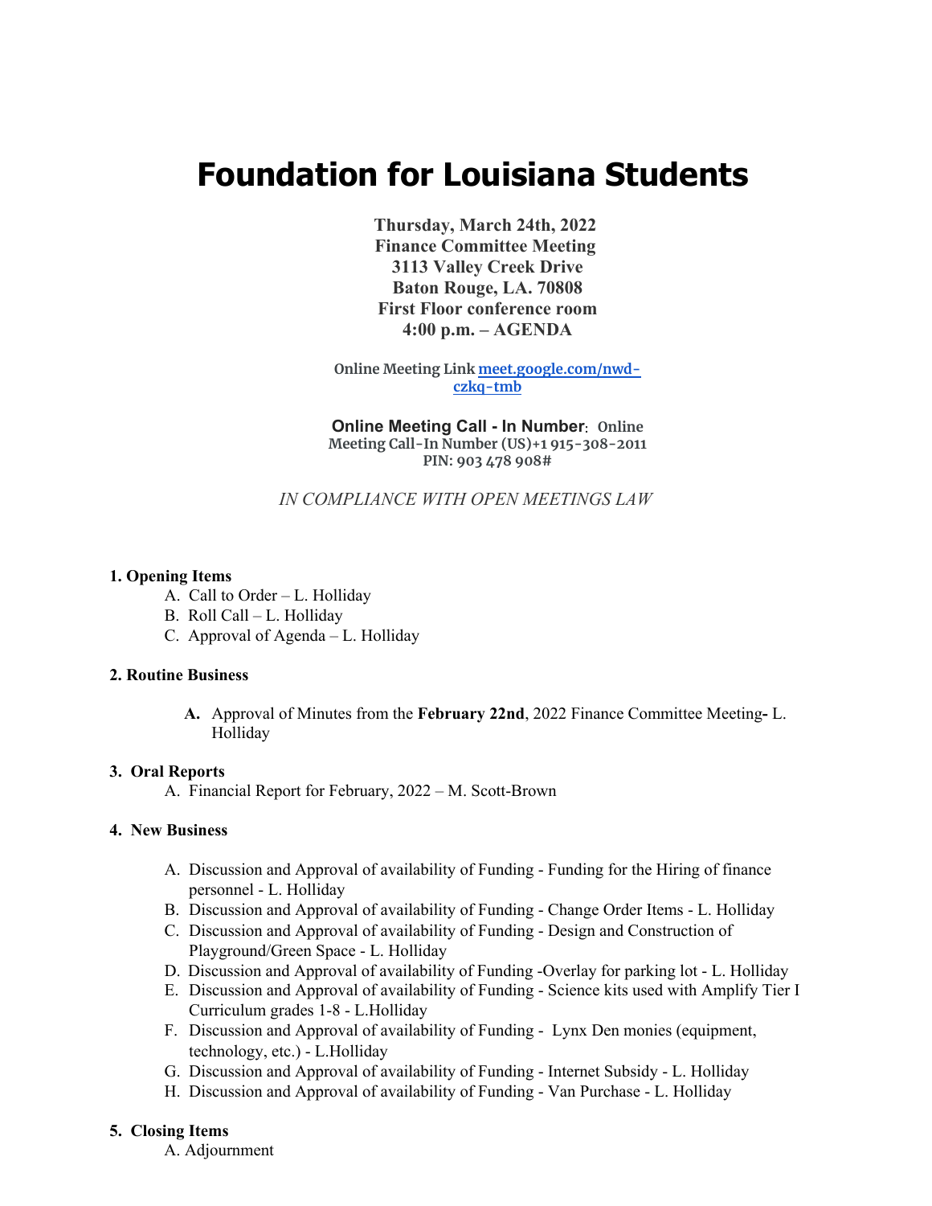# Foundation for Louisiana Students

**Thursday, March 24th, 2022**
**Finance Committee Meeting**
**3113 Valley Creek Drive**
**Baton Rouge, LA. 70808**
**First Floor conference room**
**4:00 p.m. – AGENDA**

**Online Meeting Link [meet.google.com/nwd-czkq-tmb](https://meet.google.com/nwd-czkq-tmb)**

**Online Meeting Call - In Number**: **Online Meeting Call-In Number (US)+1 915-308-2011**
**PIN: 903 478 908#**

*IN COMPLIANCE WITH OPEN MEETINGS LAW*

**1. Opening Items**

A. Call to Order – L. Holliday
B. Roll Call – L. Holliday
C. Approval of Agenda – L. Holliday

**2. Routine Business**

**A.** Approval of Minutes from the **February 22nd**, 2022 Finance Committee Meeting**-** L. Holliday

**3. Oral Reports**

A. Financial Report for February, 2022 – M. Scott-Brown

**4. New Business**

A. Discussion and Approval of availability of Funding - Funding for the Hiring of finance personnel - L. Holliday
B. Discussion and Approval of availability of Funding - Change Order Items - L. Holliday
C. Discussion and Approval of availability of Funding - Design and Construction of Playground/Green Space - L. Holliday
D. Discussion and Approval of availability of Funding -Overlay for parking lot - L. Holliday
E. Discussion and Approval of availability of Funding - Science kits used with Amplify Tier I Curriculum grades 1-8 - L.Holliday
F. Discussion and Approval of availability of Funding - Lynx Den monies (equipment, technology, etc.) - L.Holliday
G. Discussion and Approval of availability of Funding - Internet Subsidy - L. Holliday
H. Discussion and Approval of availability of Funding - Van Purchase - L. Holliday

**5. Closing Items**

A. Adjournment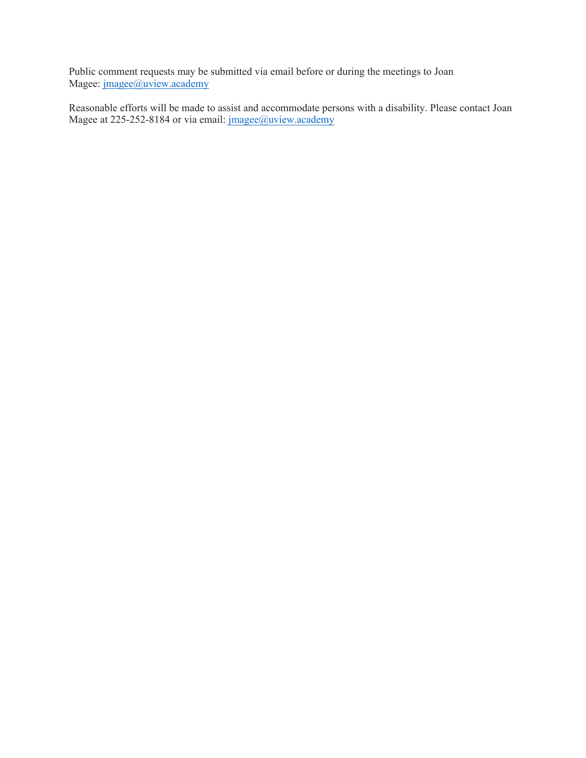Public comment requests may be submitted via email before or during the meetings to Joan Magee: jmagee@uview.academy

Reasonable efforts will be made to assist and accommodate persons with a disability. Please contact Joan Magee at 225-252-8184 or via email: jmagee@uview.academy